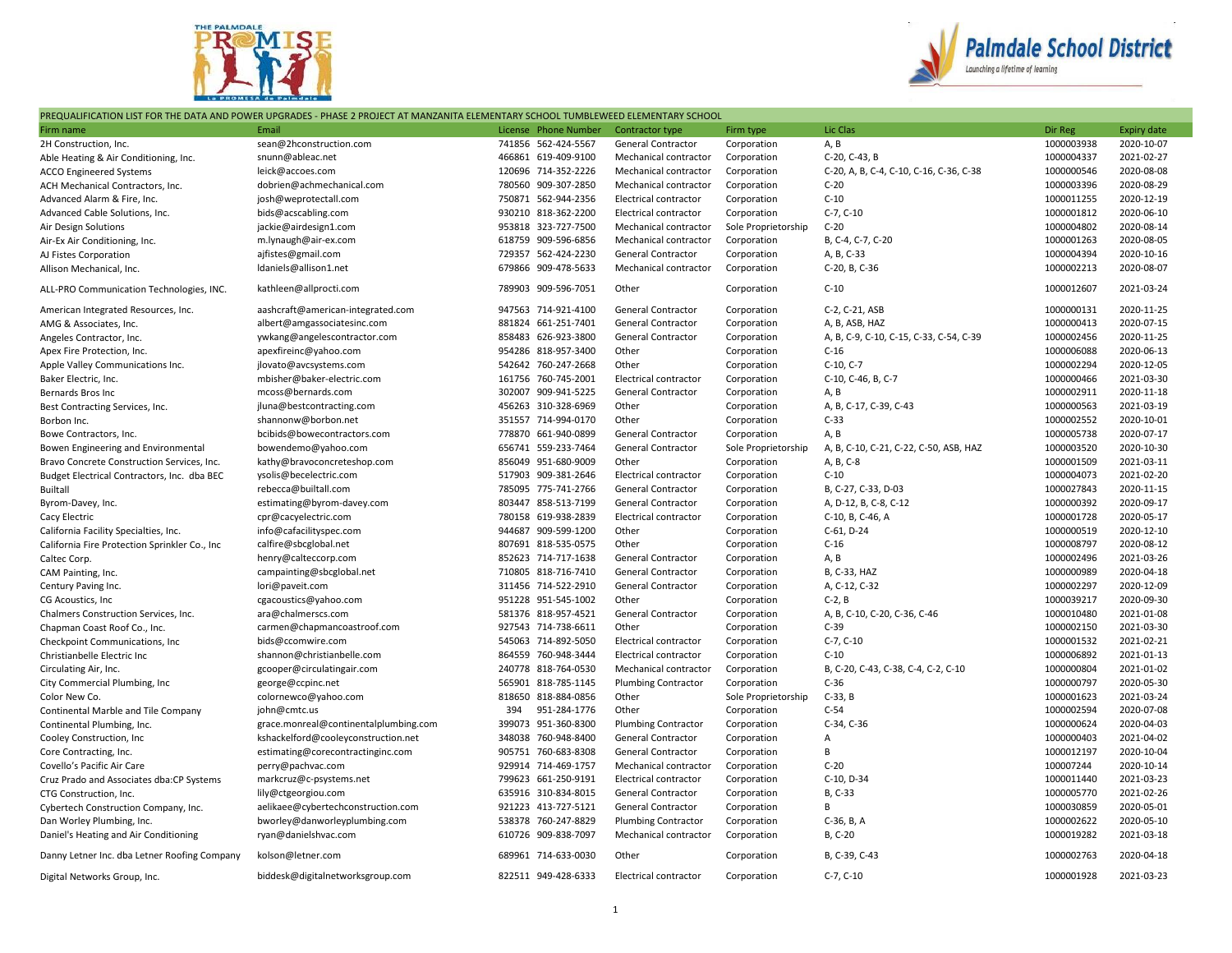THE PALMDALE PROMISE — La PROMESA de Palmdale

Palmdale School District
Launching a lifetime of learning

PREQUALIFICATION LIST FOR THE DATA AND POWER UPGRADES - PHASE 2 PROJECT AT MANZANITA ELEMENTARY SCHOOL TUMBLEWEED ELEMENTARY SCHOOL

| Firm name | Email | License | Phone Number | Contractor type | Firm type | Lic Clas | Dir Reg | Expiry date |
|---|---|---|---|---|---|---|---|---|
| 2H Construction, Inc. | sean@2hconstruction.com | 741856 | 562-424-5567 | General Contractor | Corporation | A, B | 1000003938 | 2020-10-07 |
| Able Heating & Air Conditioning, Inc. | snunn@ableac.net | 466861 | 619-409-9100 | Mechanical contractor | Corporation | C-20, C-43, B | 1000004337 | 2021-02-27 |
| ACCO Engineered Systems | leick@accoes.com | 120696 | 714-352-2226 | Mechanical contractor | Corporation | C-20, A, B, C-4, C-10, C-16, C-36, C-38 | 1000000546 | 2020-08-08 |
| ACH Mechanical Contractors, Inc. | dobrien@achmechanical.com | 780560 | 909-307-2850 | Mechanical contractor | Corporation | C-20 | 1000003396 | 2020-08-29 |
| Advanced Alarm & Fire, Inc. | josh@weprotectall.com | 750871 | 562-944-2356 | Electrical contractor | Corporation | C-10 | 1000011255 | 2020-12-19 |
| Advanced Cable Solutions, Inc. | bids@acscabling.com | 930210 | 818-362-2200 | Electrical contractor | Corporation | C-7, C-10 | 1000001812 | 2020-06-10 |
| Air Design Solutions | jackie@airdesign1.com | 953818 | 323-727-7500 | Mechanical contractor | Sole Proprietorship | C-20 | 1000004802 | 2020-08-14 |
| Air-Ex Air Conditioning, Inc. | m.lynaugh@air-ex.com | 618759 | 909-596-6856 | Mechanical contractor | Corporation | B, C-4, C-7, C-20 | 1000001263 | 2020-08-05 |
| AJ Fistes Corporation | ajfistes@gmail.com | 729357 | 562-424-2230 | General Contractor | Corporation | A, B, C-33 | 1000004394 | 2020-10-16 |
| Allison Mechanical, Inc. | ldaniels@allison1.net | 679866 | 909-478-5633 | Mechanical contractor | Corporation | C-20, B, C-36 | 1000002213 | 2020-08-07 |
| ALL-PRO Communication Technologies, INC. | kathleen@allprocti.com | 789903 | 909-596-7051 | Other | Corporation | C-10 | 1000012607 | 2021-03-24 |
| American Integrated Resources, Inc. | aashcraft@american-integrated.com | 947563 | 714-921-4100 | General Contractor | Corporation | C-2, C-21, ASB | 1000000131 | 2020-11-25 |
| AMG & Associates, Inc. | albert@amgassociatesinc.com | 881824 | 661-251-7401 | General Contractor | Corporation | A, B, ASB, HAZ | 1000000413 | 2020-07-15 |
| Angeles Contractor, Inc. | ywkang@angelescontractor.com | 858483 | 626-923-3800 | General Contractor | Corporation | A, B, C-9, C-10, C-15, C-33, C-54, C-39 | 1000002456 | 2020-11-25 |
| Apex Fire Protection, Inc. | apexfireinc@yahoo.com | 954286 | 818-957-3400 | Other | Corporation | C-16 | 1000006088 | 2020-06-13 |
| Apple Valley Communications Inc. | jlovato@avcsystems.com | 542642 | 760-247-2668 | Other | Corporation | C-10, C-7 | 1000002294 | 2020-12-05 |
| Baker Electric, Inc. | mbisher@baker-electric.com | 161756 | 760-745-2001 | Electrical contractor | Corporation | C-10, C-46, B, C-7 | 1000000466 | 2021-03-30 |
| Bernards Bros Inc | mcoss@bernards.com | 302007 | 909-941-5225 | General Contractor | Corporation | A, B | 1000002911 | 2020-11-18 |
| Best Contracting Services, Inc. | jluna@bestcontracting.com | 456263 | 310-328-6969 | Other | Corporation | A, B, C-17, C-39, C-43 | 1000000563 | 2021-03-19 |
| Borbon Inc. | shannonw@borbon.net | 351557 | 714-994-0170 | Other | Corporation | C-33 | 1000002552 | 2020-10-01 |
| Bowe Contractors, Inc. | bcibids@bowecontractors.com | 778870 | 661-940-0899 | General Contractor | Corporation | A, B | 1000005738 | 2020-07-17 |
| Bowen Engineering and Environmental | bowendemo@yahoo.com | 656741 | 559-233-7464 | General Contractor | Sole Proprietorship | A, B, C-10, C-21, C-22, C-50, ASB, HAZ | 1000003520 | 2020-10-30 |
| Bravo Concrete Construction Services, Inc. | kathy@bravoconcreteshop.com | 856049 | 951-680-9009 | Other | Corporation | A, B, C-8 | 1000001509 | 2021-03-11 |
| Budget Electrical Contractors, Inc. dba BEC | ysolis@becelectric.com | 517903 | 909-381-2646 | Electrical contractor | Corporation | C-10 | 1000004073 | 2021-02-20 |
| Builtall | rebecca@builtall.com | 785095 | 775-741-2766 | General Contractor | Corporation | B, C-27, C-33, D-03 | 1000027843 | 2020-11-15 |
| Byrom-Davey, Inc. | estimating@byrom-davey.com | 803447 | 858-513-7199 | General Contractor | Corporation | A, D-12, B, C-8, C-12 | 1000000392 | 2020-09-17 |
| Cacy Electric | cpr@cacyelectric.com | 780158 | 619-938-2839 | Electrical contractor | Corporation | C-10, B, C-46, A | 1000001728 | 2020-05-17 |
| California Facility Specialties, Inc. | info@cafacilityspec.com | 944687 | 909-599-1200 | Other | Corporation | C-61, D-24 | 1000000519 | 2020-12-10 |
| California Fire Protection Sprinkler Co., Inc | calfire@sbcglobal.net | 807691 | 818-535-0575 | Other | Corporation | C-16 | 1000008797 | 2020-08-12 |
| Caltec Corp. | henry@calteccorp.com | 852623 | 714-717-1638 | General Contractor | Corporation | A, B | 1000002496 | 2021-03-26 |
| CAM Painting, Inc. | campainting@sbcglobal.net | 710805 | 818-716-7410 | General Contractor | Corporation | B, C-33, HAZ | 1000000989 | 2020-04-18 |
| Century Paving Inc. | lori@paveit.com | 311456 | 714-522-2910 | General Contractor | Corporation | A, C-12, C-32 | 1000002297 | 2020-12-09 |
| CG Acoustics, Inc | cgacoustics@yahoo.com | 951228 | 951-545-1002 | Other | Corporation | C-2, B | 1000039217 | 2020-09-30 |
| Chalmers Construction Services, Inc. | ara@chalmerscs.com | 581376 | 818-957-4521 | General Contractor | Corporation | A, B, C-10, C-20, C-36, C-46 | 1000010480 | 2021-01-08 |
| Chapman Coast Roof Co., Inc. | carmen@chapmancoastroof.com | 927543 | 714-738-6611 | Other | Corporation | C-39 | 1000002150 | 2021-03-30 |
| Checkpoint Communications, Inc | bids@ccomwire.com | 545063 | 714-892-5050 | Electrical contractor | Corporation | C-7, C-10 | 1000001532 | 2021-02-21 |
| Christianbelle Electric Inc | shannon@christianbelle.com | 864559 | 760-948-3444 | Electrical contractor | Corporation | C-10 | 1000006892 | 2021-01-13 |
| Circulating Air, Inc. | gcooper@circulatingair.com | 240778 | 818-764-0530 | Mechanical contractor | Corporation | B, C-20, C-43, C-38, C-4, C-2, C-10 | 1000000804 | 2021-01-02 |
| City Commercial Plumbing, Inc | george@ccpinc.net | 565901 | 818-785-1145 | Plumbing Contractor | Corporation | C-36 | 1000000797 | 2020-05-30 |
| Color New Co. | colornewco@yahoo.com | 818650 | 818-884-0856 | Other | Sole Proprietorship | C-33, B | 1000001623 | 2021-03-24 |
| Continental Marble and Tile Company | john@cmtc.us | 394 | 951-284-1776 | Other | Corporation | C-54 | 1000002594 | 2020-07-08 |
| Continental Plumbing, Inc. | grace.monreal@continentalplumbing.com | 399073 | 951-360-8300 | Plumbing Contractor | Corporation | C-34, C-36 | 1000000624 | 2020-04-03 |
| Cooley Construction, Inc | kshackelford@cooleyconstruction.net | 348038 | 760-948-8400 | General Contractor | Corporation | A | 1000000403 | 2021-04-02 |
| Core Contracting, Inc. | estimating@corecontractinginc.com | 905751 | 760-683-8308 | General Contractor | Corporation | B | 1000012197 | 2020-10-04 |
| Covello's Pacific Air Care | perry@pachvac.com | 929914 | 714-469-1757 | Mechanical contractor | Corporation | C-20 | 100007244 | 2020-10-14 |
| Cruz Prado and Associates dba:CP Systems | markcruz@c-psystems.net | 799623 | 661-250-9191 | Electrical contractor | Corporation | C-10, D-34 | 1000011440 | 2021-03-23 |
| CTG Construction, Inc. | lily@ctgeorgiou.com | 635916 | 310-834-8015 | General Contractor | Corporation | B, C-33 | 1000005770 | 2021-02-26 |
| Cybertech Construction Company, Inc. | aelikaee@cybertechconstruction.com | 921223 | 413-727-5121 | General Contractor | Corporation | B | 1000030859 | 2020-05-01 |
| Dan Worley Plumbing, Inc. | bworley@danworleyplumbing.com | 538378 | 760-247-8829 | Plumbing Contractor | Corporation | C-36, B, A | 1000002622 | 2020-05-10 |
| Daniel's Heating and Air Conditioning | ryan@danielshvac.com | 610726 | 909-838-7097 | Mechanical contractor | Corporation | B, C-20 | 1000019282 | 2021-03-18 |
| Danny Letner Inc. dba Letner Roofing Company | kolson@letner.com | 689961 | 714-633-0030 | Other | Corporation | B, C-39, C-43 | 1000002763 | 2020-04-18 |
| Digital Networks Group, Inc. | biddesk@digitalnetworksgroup.com | 822511 | 949-428-6333 | Electrical contractor | Corporation | C-7, C-10 | 1000001928 | 2021-03-23 |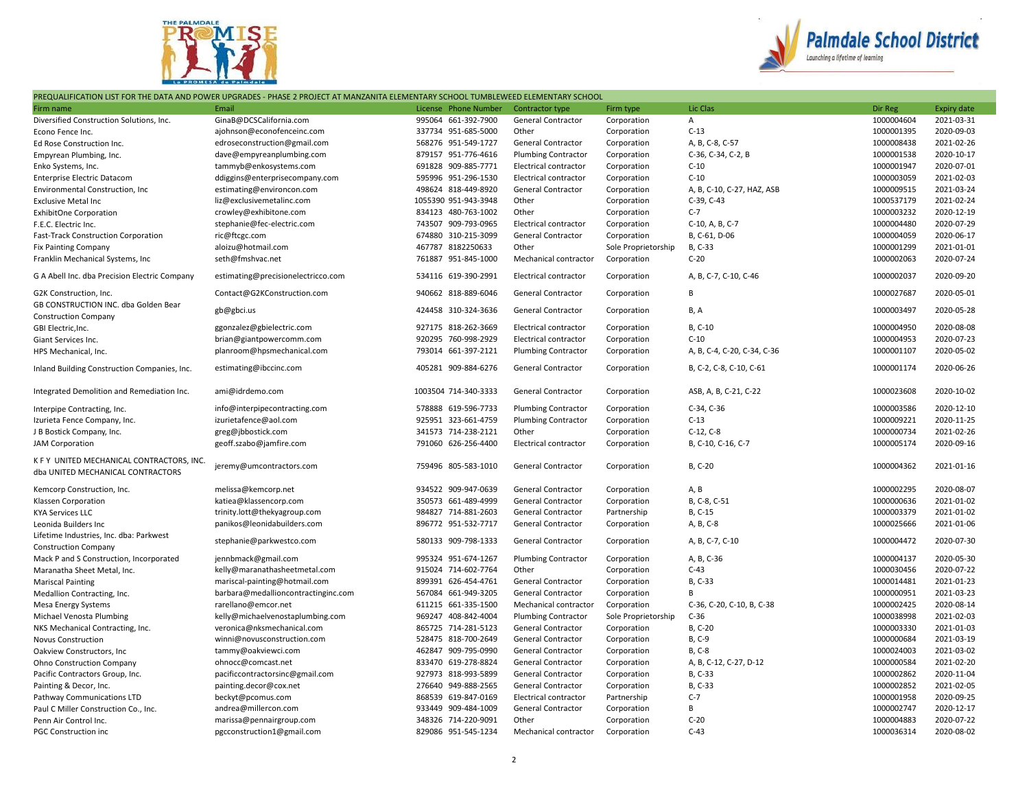PREQUALIFICATION LIST FOR THE DATA AND POWER UPGRADES - PHASE 2 PROJECT AT MANZANITA ELEMENTARY SCHOOL TUMBLEWEED ELEMENTARY SCHOOL

| Firm name | Email | License | Phone Number | Contractor type | Firm type | Lic Clas | Dir Reg | Expiry date |
|---|---|---|---|---|---|---|---|---|
| Diversified Construction Solutions, Inc. | GinaB@DCSCalifornia.com | 995064 | 661-392-7900 | General Contractor | Corporation | A | 1000004604 | 2021-03-31 |
| Econo Fence Inc. | ajohnson@econofenceinc.com | 337734 | 951-685-5000 | Other | Corporation | C-13 | 1000001395 | 2020-09-03 |
| Ed Rose Construction Inc. | edroseconstruction@gmail.com | 568276 | 951-549-1727 | General Contractor | Corporation | A, B, C-8, C-57 | 1000008438 | 2021-02-26 |
| Empyrean Plumbing, Inc. | dave@empyreanplumbing.com | 879157 | 951-776-4616 | Plumbing Contractor | Corporation | C-36, C-34, C-2, B | 1000001538 | 2020-10-17 |
| Enko Systems, Inc. | tammyb@enkosystems.com | 691828 | 909-885-7771 | Electrical contractor | Corporation | C-10 | 1000001947 | 2020-07-01 |
| Enterprise Electric Datacom | ddiggins@enterprisecompany.com | 595996 | 951-296-1530 | Electrical contractor | Corporation | C-10 | 1000003059 | 2021-02-03 |
| Environmental Construction, Inc | estimating@environcon.com | 498624 | 818-449-8920 | General Contractor | Corporation | A, B, C-10, C-27, HAZ, ASB | 1000009515 | 2021-03-24 |
| Exclusive Metal Inc | liz@exclusivemetalinc.com | 1055390 | 951-943-3948 | Other | Corporation | C-39, C-43 | 1000537179 | 2021-02-24 |
| ExhibitOne Corporation | crowley@exhibitone.com | 834123 | 480-763-1002 | Other | Corporation | C-7 | 1000003232 | 2020-12-19 |
| F.E.C. Electric Inc. | stephanie@fec-electric.com | 743507 | 909-793-0965 | Electrical contractor | Corporation | C-10, A, B, C-7 | 1000004480 | 2020-07-29 |
| Fast-Track Construction Corporation | ric@ftcgc.com | 674880 | 310-215-3099 | General Contractor | Corporation | B, C-61, D-06 | 1000004059 | 2020-06-17 |
| Fix Painting Company | aloizu@hotmail.com | 467787 | 8182250633 | Other | Sole Proprietorship | B, C-33 | 1000001299 | 2021-01-01 |
| Franklin Mechanical Systems, Inc | seth@fmshvac.net | 761887 | 951-845-1000 | Mechanical contractor | Corporation | C-20 | 1000002063 | 2020-07-24 |
| G A Abell Inc. dba Precision Electric Company | estimating@precisionelectricco.com | 534116 | 619-390-2991 | Electrical contractor | Corporation | A, B, C-7, C-10, C-46 | 1000002037 | 2020-09-20 |
| G2K Construction, Inc. | Contact@G2KConstruction.com | 940662 | 818-889-6046 | General Contractor | Corporation | B | 1000027687 | 2020-05-01 |
| GB CONSTRUCTION INC. dba Golden Bear Construction Company | gb@gbci.us | 424458 | 310-324-3636 | General Contractor | Corporation | B, A | 1000003497 | 2020-05-28 |
| GBI Electric,Inc. | ggonzalez@gbielectric.com | 927175 | 818-262-3669 | Electrical contractor | Corporation | B, C-10 | 1000004950 | 2020-08-08 |
| Giant Services Inc. | brian@giantpowercomm.com | 920295 | 760-998-2929 | Electrical contractor | Corporation | C-10 | 1000004953 | 2020-07-23 |
| HPS Mechanical, Inc. | planroom@hpsmechanical.com | 793014 | 661-397-2121 | Plumbing Contractor | Corporation | A, B, C-4, C-20, C-34, C-36 | 1000001107 | 2020-05-02 |
| Inland Building Construction Companies, Inc. | estimating@ibccinc.com | 405281 | 909-884-6276 | General Contractor | Corporation | B, C-2, C-8, C-10, C-61 | 1000001174 | 2020-06-26 |
| Integrated Demolition and Remediation Inc. | ami@idrdemo.com | 1003504 | 714-340-3333 | General Contractor | Corporation | ASB, A, B, C-21, C-22 | 1000023608 | 2020-10-02 |
| Interpipe Contracting, Inc. | info@interpipecontracting.com | 578888 | 619-596-7733 | Plumbing Contractor | Corporation | C-34, C-36 | 1000003586 | 2020-12-10 |
| Izurieta Fence Company, Inc. | izurietafence@aol.com | 925951 | 323-661-4759 | Plumbing Contractor | Corporation | C-13 | 1000009221 | 2020-11-25 |
| J B Bostick Company, Inc. | greg@jbbostick.com | 341573 | 714-238-2121 | Other | Corporation | C-12, C-8 | 1000000734 | 2021-02-26 |
| JAM Corporation | geoff.szabo@jamfire.com | 791060 | 626-256-4400 | Electrical contractor | Corporation | B, C-10, C-16, C-7 | 1000005174 | 2020-09-16 |
| K F Y UNITED MECHANICAL CONTRACTORS, INC. dba UNITED MECHANICAL CONTRACTORS | jeremy@umcontractors.com | 759496 | 805-583-1010 | General Contractor | Corporation | B, C-20 | 1000004362 | 2021-01-16 |
| Kemcorp Construction, Inc. | melissa@kemcorp.net | 934522 | 909-947-0639 | General Contractor | Corporation | A, B | 1000002295 | 2020-08-07 |
| Klassen Corporation | katiea@klassencorp.com | 350573 | 661-489-4999 | General Contractor | Corporation | B, C-8, C-51 | 1000000636 | 2021-01-02 |
| KYA Services LLC | trinity.lott@thekyagroup.com | 984827 | 714-881-2603 | General Contractor | Partnership | B, C-15 | 1000003379 | 2021-01-02 |
| Leonida Builders Inc | panikos@leonidabuilders.com | 896772 | 951-532-7717 | General Contractor | Corporation | A, B, C-8 | 1000025666 | 2021-01-06 |
| Lifetime Industries, Inc. dba: Parkwest Construction Company | stephanie@parkwestco.com | 580133 | 909-798-1333 | General Contractor | Corporation | A, B, C-7, C-10 | 1000004472 | 2020-07-30 |
| Mack P and S Construction, Incorporated | jennbmack@gmail.com | 995324 | 951-674-1267 | Plumbing Contractor | Corporation | A, B, C-36 | 1000004137 | 2020-05-30 |
| Maranatha Sheet Metal, Inc. | kelly@maranathasheetmetal.com | 915024 | 714-602-7764 | Other | Corporation | C-43 | 1000030456 | 2020-07-22 |
| Mariscal Painting | mariscal-painting@hotmail.com | 899391 | 626-454-4761 | General Contractor | Corporation | B, C-33 | 1000014481 | 2021-01-23 |
| Medallion Contracting, Inc. | barbara@medallioncontractinginc.com | 567084 | 661-949-3205 | General Contractor | Corporation | B | 1000000951 | 2021-03-23 |
| Mesa Energy Systems | rarellano@emcor.net | 611215 | 661-335-1500 | Mechanical contractor | Corporation | C-36, C-20, C-10, B, C-38 | 1000002425 | 2020-08-14 |
| Michael Venosta Plumbing | kelly@michaelvenostaplumbing.com | 969247 | 408-842-4004 | Plumbing Contractor | Sole Proprietorship | C-36 | 1000038998 | 2021-02-03 |
| NKS Mechanical Contracting, Inc. | veronica@nksmechanical.com | 865725 | 714-281-5123 | General Contractor | Corporation | B, C-20 | 1000003330 | 2021-01-03 |
| Novus Construction | winni@novusconstruction.com | 528475 | 818-700-2649 | General Contractor | Corporation | B, C-9 | 1000000684 | 2021-03-19 |
| Oakview Constructors, Inc | tammy@oakviewci.com | 462847 | 909-795-0990 | General Contractor | Corporation | B, C-8 | 1000024003 | 2021-03-02 |
| Ohno Construction Company | ohnocc@comcast.net | 833470 | 619-278-8824 | General Contractor | Corporation | A, B, C-12, C-27, D-12 | 1000000584 | 2021-02-20 |
| Pacific Contractors Group, Inc. | pacificcontractorsinc@gmail.com | 927973 | 818-993-5899 | General Contractor | Corporation | B, C-33 | 1000002862 | 2020-11-04 |
| Painting & Decor, Inc. | painting.decor@cox.net | 276640 | 949-888-2565 | General Contractor | Corporation | B, C-33 | 1000002852 | 2021-02-05 |
| Pathway Communications LTD | beckyt@pcomus.com | 868539 | 619-847-0169 | Electrical contractor | Partnership | C-7 | 1000001958 | 2020-09-25 |
| Paul C Miller Construction Co., Inc. | andrea@millercon.com | 933449 | 909-484-1009 | General Contractor | Corporation | B | 1000002747 | 2020-12-17 |
| Penn Air Control Inc. | marissa@pennairgroup.com | 348326 | 714-220-9091 | Other | Corporation | C-20 | 1000004883 | 2020-07-22 |
| PGC Construction inc | pgcconstruction1@gmail.com | 829086 | 951-545-1234 | Mechanical contractor | Corporation | C-43 | 1000036314 | 2020-08-02 |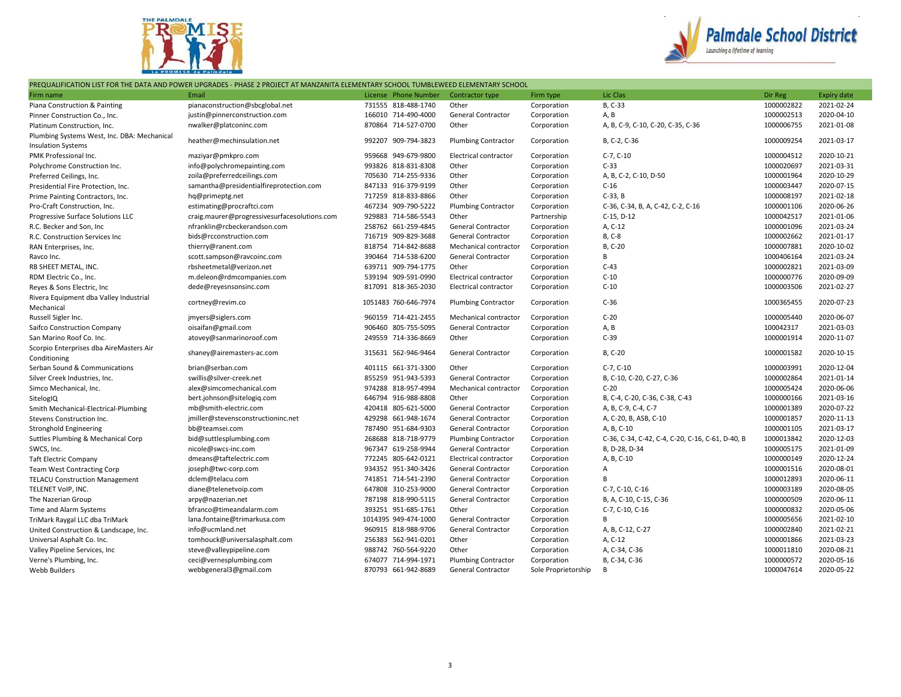PREQUALIFICATION LIST FOR THE DATA AND POWER UPGRADES - PHASE 2 PROJECT AT MANZANITA ELEMENTARY SCHOOL TUMBLEWEED ELEMENTARY SCHOOL

| Firm name | Email | License | Phone Number | Contractor type | Firm type | Lic Clas | Dir Reg | Expiry date |
|---|---|---|---|---|---|---|---|---|
| Piana Construction & Painting | pianaconstruction@sbcglobal.net | 731555 | 818-488-1740 | Other | Corporation | B, C-33 | 1000002822 | 2021-02-24 |
| Pinner Construction Co., Inc. | justin@pinnerconstruction.com | 166010 | 714-490-4000 | General Contractor | Corporation | A, B | 1000002513 | 2020-04-10 |
| Platinum Construction, Inc. | nwalker@platconinc.com | 870864 | 714-527-0700 | Other | Corporation | A, B, C-9, C-10, C-20, C-35, C-36 | 1000006755 | 2021-01-08 |
| Plumbing Systems West, Inc. DBA: Mechanical Insulation Systems | heather@mechinsulation.net | 992207 | 909-794-3823 | Plumbing Contractor | Corporation | B, C-2, C-36 | 1000009254 | 2021-03-17 |
| PMK Professional Inc. | maziyar@pmkpro.com | 959668 | 949-679-9800 | Electrical contractor | Corporation | C-7, C-10 | 1000004512 | 2020-10-21 |
| Polychrome Construction Inc. | info@polychromepainting.com | 993826 | 818-831-8308 | Other | Corporation | C-33 | 1000020697 | 2021-03-31 |
| Preferred Ceilings, Inc. | zoila@preferredceilings.com | 705630 | 714-255-9336 | Other | Corporation | A, B, C-2, C-10, D-50 | 1000001964 | 2020-10-29 |
| Presidential Fire Protection, Inc. | samantha@presidentialfireprotection.com | 847133 | 916-379-9199 | Other | Corporation | C-16 | 1000003447 | 2020-07-15 |
| Prime Painting Contractors, Inc. | hq@primeptg.net | 717259 | 818-833-8866 | Other | Corporation | C-33, B | 1000008197 | 2021-02-18 |
| Pro-Craft Construction, Inc. | estimating@procraftci.com | 467234 | 909-790-5222 | Plumbing Contractor | Corporation | C-36, C-34, B, A, C-42, C-2, C-16 | 1000001106 | 2020-06-26 |
| Progressive Surface Solutions LLC | craig.maurer@progressivesurfacesolutions.com | 929883 | 714-586-5543 | Other | Partnership | C-15, D-12 | 1000042517 | 2021-01-06 |
| R.C. Becker and Son, Inc | nfranklin@rcbeckerandson.com | 258762 | 661-259-4845 | General Contractor | Corporation | A, C-12 | 1000001096 | 2021-03-24 |
| R.C. Construction Services Inc | bids@rcconstruction.com | 716719 | 909-829-3688 | General Contractor | Corporation | B, C-8 | 1000002662 | 2021-01-17 |
| RAN Enterprises, Inc. | thierry@ranent.com | 818754 | 714-842-8688 | Mechanical contractor | Corporation | B, C-20 | 1000007881 | 2020-10-02 |
| Ravco Inc. | scott.sampson@ravcoinc.com | 390464 | 714-538-6200 | General Contractor | Corporation | B | 1000406164 | 2021-03-24 |
| RB SHEET METAL, INC. | rbsheetmetal@verizon.net | 639711 | 909-794-1775 | Other | Corporation | C-43 | 1000002821 | 2021-03-09 |
| RDM Electric Co., Inc. | m.deleon@rdmcompanies.com | 539194 | 909-591-0990 | Electrical contractor | Corporation | C-10 | 1000000776 | 2020-09-09 |
| Reyes & Sons Electric, Inc | dede@reyesnsonsinc.com | 817091 | 818-365-2030 | Electrical contractor | Corporation | C-10 | 1000003506 | 2021-02-27 |
| Rivera Equipment dba Valley Industrial Mechanical | cortney@revim.co | 1051483 | 760-646-7974 | Plumbing Contractor | Corporation | C-36 | 1000365455 | 2020-07-23 |
| Russell Sigler Inc. | jmyers@siglers.com | 960159 | 714-421-2455 | Mechanical contractor | Corporation | C-20 | 1000005440 | 2020-06-07 |
| Saifco Construction Company | oisaifan@gmail.com | 906460 | 805-755-5095 | General Contractor | Corporation | A, B | 100042317 | 2021-03-03 |
| San Marino Roof Co. Inc. | atovey@sanmarinoroof.com | 249559 | 714-336-8669 | Other | Corporation | C-39 | 1000001914 | 2020-11-07 |
| Scorpio Enterprises dba AireMasters Air Conditioning | shaney@airemasters-ac.com | 315631 | 562-946-9464 | General Contractor | Corporation | B, C-20 | 1000001582 | 2020-10-15 |
| Serban Sound & Communications | brian@serban.com | 401115 | 661-371-3300 | Other | Corporation | C-7, C-10 | 1000003991 | 2020-12-04 |
| Silver Creek Industries, Inc. | swillis@silver-creek.net | 855259 | 951-943-5393 | General Contractor | Corporation | B, C-10, C-20, C-27, C-36 | 1000002864 | 2021-01-14 |
| Simco Mechanical, Inc. | alex@simcomechanical.com | 974288 | 818-957-4994 | Mechanical contractor | Corporation | C-20 | 1000005424 | 2020-06-06 |
| SitelogIQ | bert.johnson@sitelogiq.com | 646794 | 916-988-8808 | Other | Corporation | B, C-4, C-20, C-36, C-38, C-43 | 1000000166 | 2021-03-16 |
| Smith Mechanical-Electrical-Plumbing | mb@smith-electric.com | 420418 | 805-621-5000 | General Contractor | Corporation | A, B, C-9, C-4, C-7 | 1000001389 | 2020-07-22 |
| Stevens Construction Inc. | jmiller@stevensconstructioninc.net | 429298 | 661-948-1674 | General Contractor | Corporation | A, C-20, B, ASB, C-10 | 1000001857 | 2020-11-13 |
| Stronghold Engineering | bb@teamsei.com | 787490 | 951-684-9303 | General Contractor | Corporation | A, B, C-10 | 1000001105 | 2021-03-17 |
| Suttles Plumbing & Mechanical Corp | bid@suttlesplumbing.com | 268688 | 818-718-9779 | Plumbing Contractor | Corporation | C-36, C-34, C-42, C-4, C-20, C-16, C-61, D-40, B | 1000013842 | 2020-12-03 |
| SWCS, Inc. | nicole@swcs-inc.com | 967347 | 619-258-9944 | General Contractor | Corporation | B, D-28, D-34 | 1000005175 | 2021-01-09 |
| Taft Electric Company | dmeans@taftelectric.com | 772245 | 805-642-0121 | Electrical contractor | Corporation | A, B, C-10 | 1000000149 | 2020-12-24 |
| Team West Contracting Corp | joseph@twc-corp.com | 934352 | 951-340-3426 | General Contractor | Corporation | A | 1000001516 | 2020-08-01 |
| TELACU Construction Management | dclem@telacu.com | 741851 | 714-541-2390 | General Contractor | Corporation | B | 1000012893 | 2020-06-11 |
| TELENET VoIP, INC. | diane@telenetvoip.com | 647808 | 310-253-9000 | General Contractor | Corporation | C-7, C-10, C-16 | 1000003189 | 2020-08-05 |
| The Nazerian Group | arpy@nazerian.net | 787198 | 818-990-5115 | General Contractor | Corporation | B, A, C-10, C-15, C-36 | 1000000509 | 2020-06-11 |
| Time and Alarm Systems | bfranco@timeandalarm.com | 393251 | 951-685-1761 | Other | Corporation | C-7, C-10, C-16 | 1000000832 | 2020-05-06 |
| TriMark Raygal LLC dba TriMark | lana.fontaine@trimarkusa.com | 1014395 | 949-474-1000 | General Contractor | Corporation | B | 1000005656 | 2021-02-10 |
| United Construction & Landscape, Inc. | info@ucmland.net | 960915 | 818-988-9706 | General Contractor | Corporation | A, B, C-12, C-27 | 1000002840 | 2021-02-21 |
| Universal Asphalt Co. Inc. | tomhouck@universalasphalt.com | 256383 | 562-941-0201 | Other | Corporation | A, C-12 | 1000001866 | 2021-03-23 |
| Valley Pipeline Services, Inc | steve@valleypipeline.com | 988742 | 760-564-9220 | Other | Corporation | A, C-34, C-36 | 1000011810 | 2020-08-21 |
| Verne's Plumbing, Inc. | ceci@vernesplumbing.com | 674077 | 714-994-1971 | Plumbing Contractor | Corporation | B, C-34, C-36 | 1000000572 | 2020-05-16 |
| Webb Builders | webbgeneral3@gmail.com | 870793 | 661-942-8689 | General Contractor | Sole Proprietorship | B | 1000047614 | 2020-05-22 |